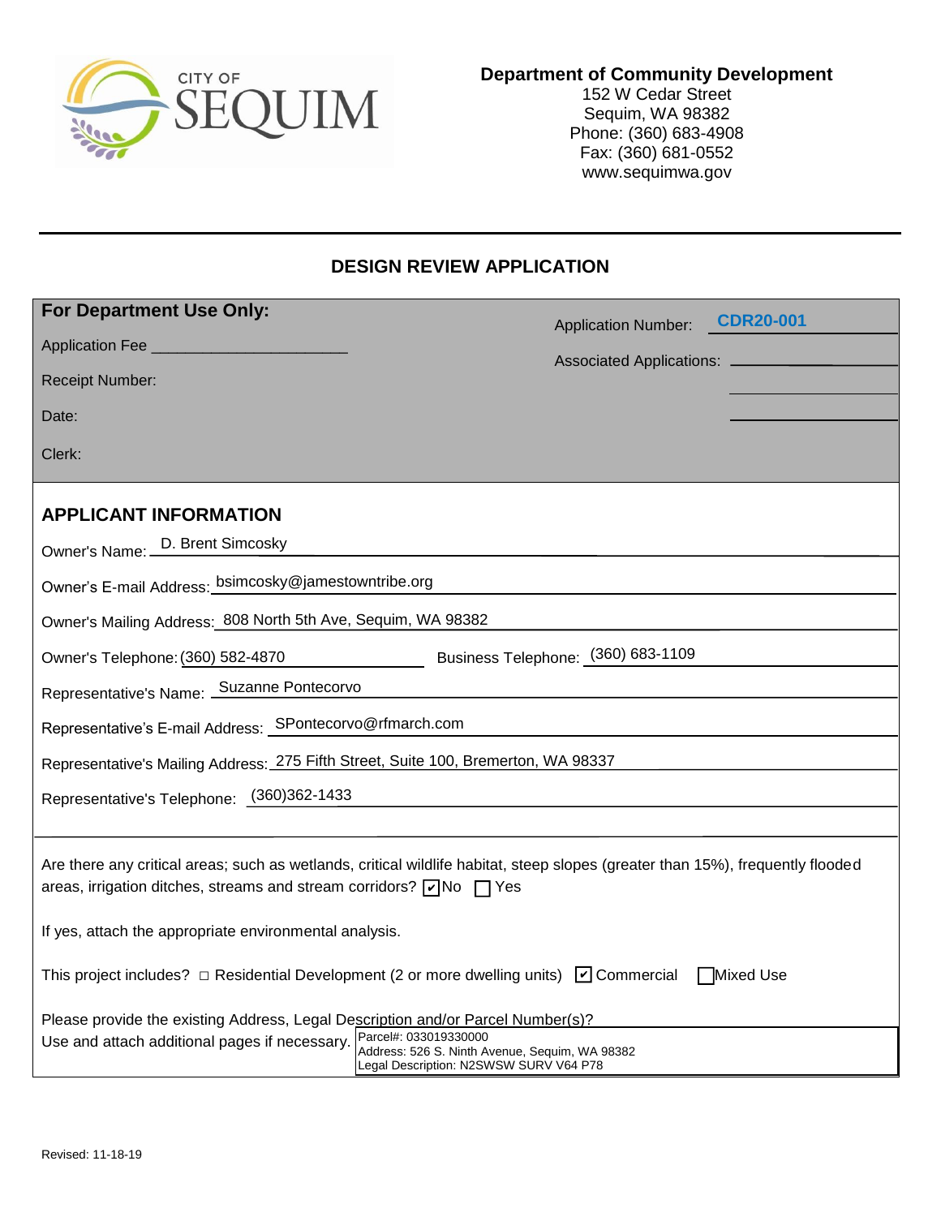CITY OF SEQUIM

**Department of Community Development**
152 W Cedar Street
Sequim, WA 98382
Phone: (360) 683-4908
Fax: (360) 681-0552
www.sequimwa.gov

## DESIGN REVIEW APPLICATION

**For Department Use Only:**

Application Fee ______________________

Receipt Number:

Date:

Clerk:

Application Number: **CDR20-001**

Associated Applications: ______________

### APPLICANT INFORMATION

Owner's Name: D. Brent Simcosky

Owner's E-mail Address: bsimcosky@jamestowntribe.org

Owner's Mailing Address: 808 North 5th Ave, Sequim, WA 98382

Owner's Telephone: (360) 582-4870 Business Telephone: (360) 683-1109

Representative's Name: Suzanne Pontecorvo

Representative's E-mail Address: SPontecorvo@rfmarch.com

Representative's Mailing Address: 275 Fifth Street, Suite 100, Bremerton, WA 98337

Representative's Telephone: (360)362-1433

Are there any critical areas; such as wetlands, critical wildlife habitat, steep slopes (greater than 15%), frequently flooded areas, irrigation ditches, streams and stream corridors? ☑ No ☐ Yes

If yes, attach the appropriate environmental analysis.

This project includes? ☐ Residential Development (2 or more dwelling units) ☑ Commercial ☐ Mixed Use

Please provide the existing Address, Legal Description and/or Parcel Number(s)?
Use and attach additional pages if necessary.

Parcel#: 033019330000
Address: 526 S. Ninth Avenue, Sequim, WA 98382
Legal Description: N2SWSW SURV V64 P78

Revised: 11-18-19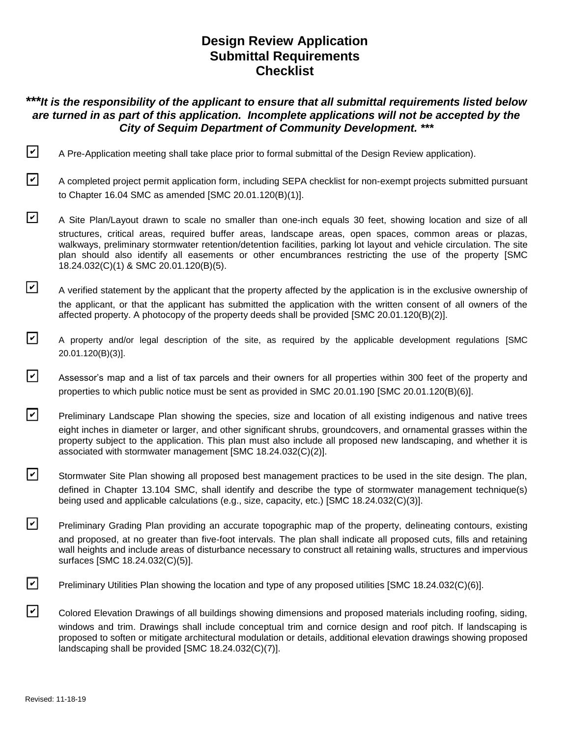# Design Review Application
# Submittal Requirements
# Checklist

***\*\*\*It is the responsibility of the applicant to ensure that all submittal requirements listed below are turned in as part of this application. Incomplete applications will not be accepted by the City of Sequim Department of Community Development. \*\*\****

- [x] A Pre-Application meeting shall take place prior to formal submittal of the Design Review application).

- [x] A completed project permit application form, including SEPA checklist for non-exempt projects submitted pursuant to Chapter 16.04 SMC as amended [SMC 20.01.120(B)(1)].

- [x] A Site Plan/Layout drawn to scale no smaller than one-inch equals 30 feet, showing location and size of all structures, critical areas, required buffer areas, landscape areas, open spaces, common areas or plazas, walkways, preliminary stormwater retention/detention facilities, parking lot layout and vehicle circulation. The site plan should also identify all easements or other encumbrances restricting the use of the property [SMC 18.24.032(C)(1) & SMC 20.01.120(B)(5).

- [x] A verified statement by the applicant that the property affected by the application is in the exclusive ownership of the applicant, or that the applicant has submitted the application with the written consent of all owners of the affected property. A photocopy of the property deeds shall be provided [SMC 20.01.120(B)(2)].

- [x] A property and/or legal description of the site, as required by the applicable development regulations [SMC 20.01.120(B)(3)].

- [x] Assessor's map and a list of tax parcels and their owners for all properties within 300 feet of the property and properties to which public notice must be sent as provided in SMC 20.01.190 [SMC 20.01.120(B)(6)].

- [x] Preliminary Landscape Plan showing the species, size and location of all existing indigenous and native trees eight inches in diameter or larger, and other significant shrubs, groundcovers, and ornamental grasses within the property subject to the application. This plan must also include all proposed new landscaping, and whether it is associated with stormwater management [SMC 18.24.032(C)(2)].

- [x] Stormwater Site Plan showing all proposed best management practices to be used in the site design. The plan, defined in Chapter 13.104 SMC, shall identify and describe the type of stormwater management technique(s) being used and applicable calculations (e.g., size, capacity, etc.) [SMC 18.24.032(C)(3)].

- [x] Preliminary Grading Plan providing an accurate topographic map of the property, delineating contours, existing and proposed, at no greater than five-foot intervals. The plan shall indicate all proposed cuts, fills and retaining wall heights and include areas of disturbance necessary to construct all retaining walls, structures and impervious surfaces [SMC 18.24.032(C)(5)].

- [x] Preliminary Utilities Plan showing the location and type of any proposed utilities [SMC 18.24.032(C)(6)].

- [x] Colored Elevation Drawings of all buildings showing dimensions and proposed materials including roofing, siding, windows and trim. Drawings shall include conceptual trim and cornice design and roof pitch. If landscaping is proposed to soften or mitigate architectural modulation or details, additional elevation drawings showing proposed landscaping shall be provided [SMC 18.24.032(C)(7)].

Revised: 11-18-19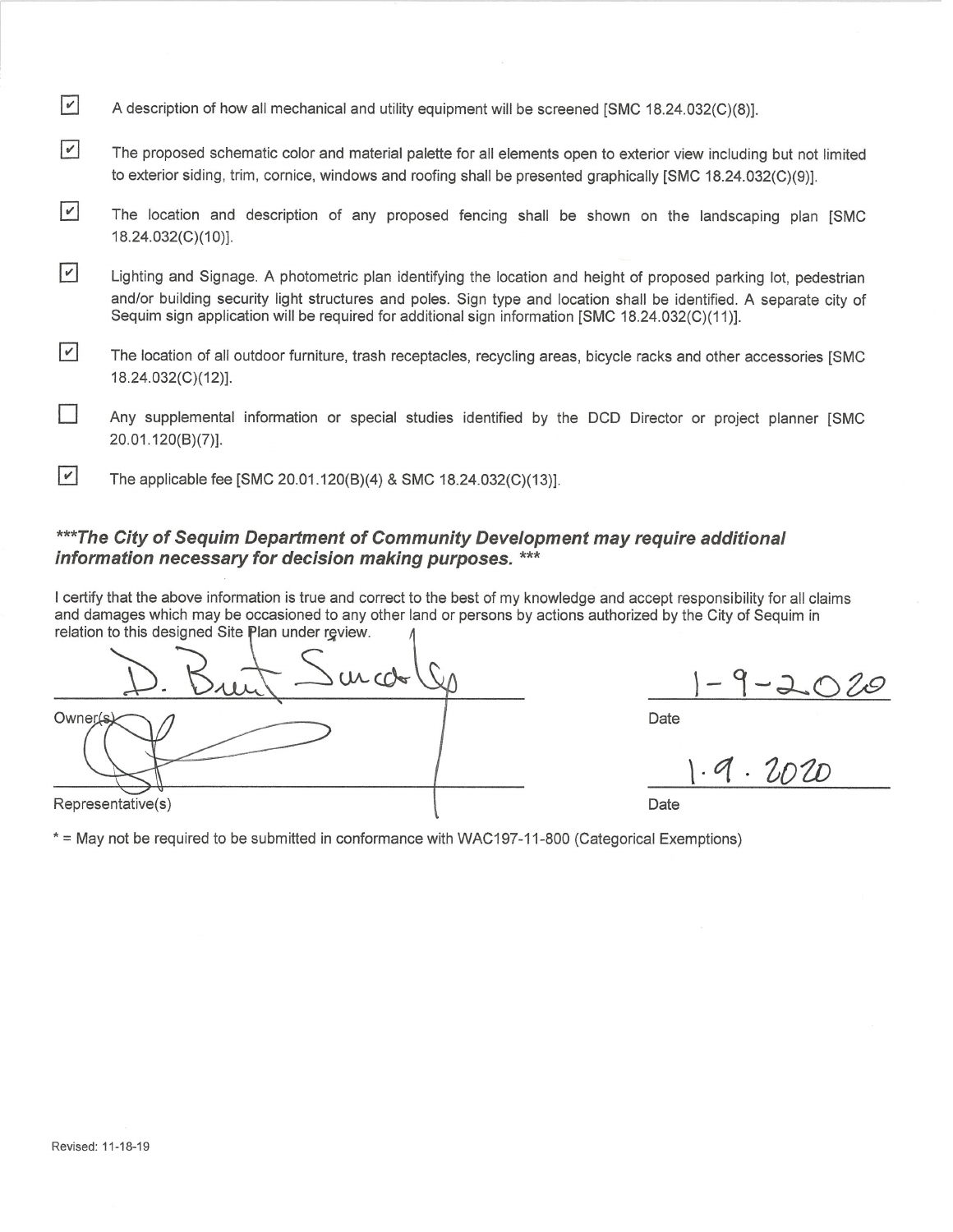- [x] A description of how all mechanical and utility equipment will be screened [SMC 18.24.032(C)(8)].
- [x] The proposed schematic color and material palette for all elements open to exterior view including but not limited to exterior siding, trim, cornice, windows and roofing shall be presented graphically [SMC 18.24.032(C)(9)].
- [x] The location and description of any proposed fencing shall be shown on the landscaping plan [SMC 18.24.032(C)(10)].
- [x] Lighting and Signage. A photometric plan identifying the location and height of proposed parking lot, pedestrian and/or building security light structures and poles. Sign type and location shall be identified. A separate city of Sequim sign application will be required for additional sign information [SMC 18.24.032(C)(11)].
- [x] The location of all outdoor furniture, trash receptacles, recycling areas, bicycle racks and other accessories [SMC 18.24.032(C)(12)].
- [ ] Any supplemental information or special studies identified by the DCD Director or project planner [SMC 20.01.120(B)(7)].
- [x] The applicable fee [SMC 20.01.120(B)(4) & SMC 18.24.032(C)(13)].

***\*\*\*The City of Sequim Department of Community Development may require additional information necessary for decision making purposes. \*\*\****

I certify that the above information is true and correct to the best of my knowledge and accept responsibility for all claims and damages which may be occasioned to any other land or persons by actions authorized by the City of Sequim in relation to this designed Site Plan under review.

D. Brent Suncdy (signature) — 1-9-2020

Owner(s) — Date

(signature) — 1.9.2020

Representative(s) — Date

* = May not be required to be submitted in conformance with WAC197-11-800 (Categorical Exemptions)

Revised: 11-18-19